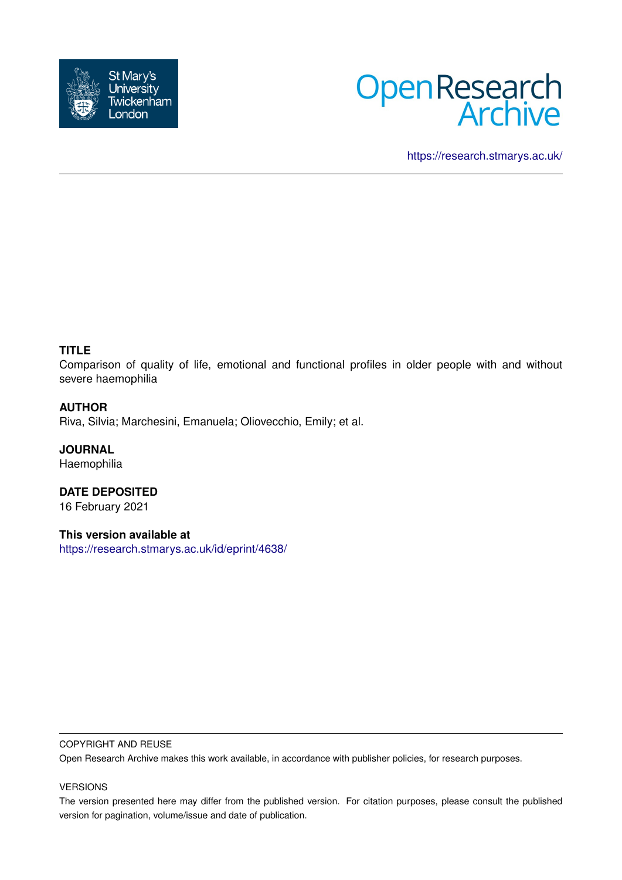St Mary's University Twickenham London

Open Research Archive

https://research.stmarys.ac.uk/

**TITLE**

Comparison of quality of life, emotional and functional profiles in older people with and without severe haemophilia

**AUTHOR**

Riva, Silvia; Marchesini, Emanuela; Oliovecchio, Emily; et al.

**JOURNAL**

Haemophilia

**DATE DEPOSITED**

16 February 2021

**This version available at**

https://research.stmarys.ac.uk/id/eprint/4638/

COPYRIGHT AND REUSE

Open Research Archive makes this work available, in accordance with publisher policies, for research purposes.

VERSIONS

The version presented here may differ from the published version. For citation purposes, please consult the published version for pagination, volume/issue and date of publication.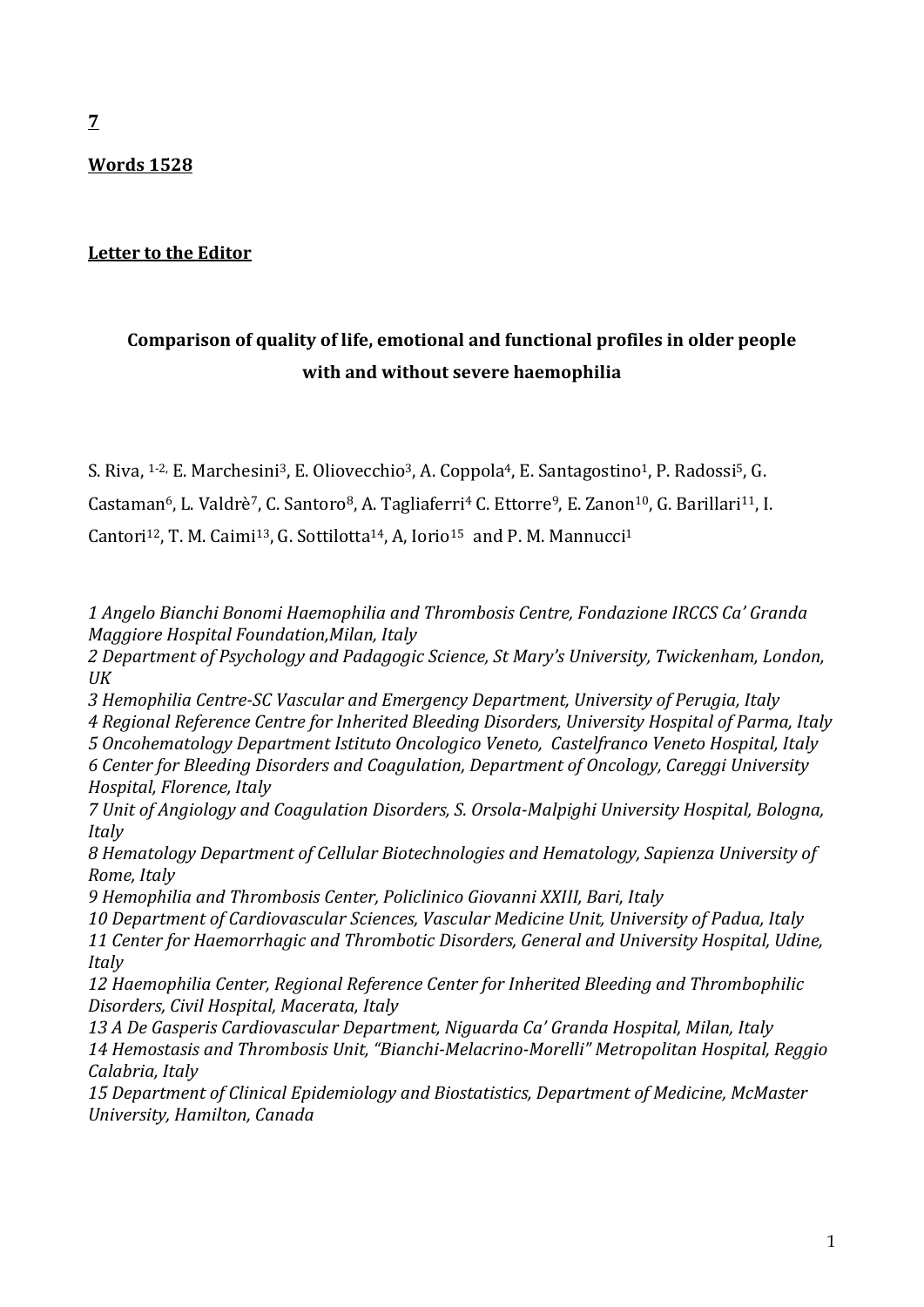**7**

**Words 1528**

**Letter to the Editor**

### Comparison of quality of life, emotional and functional profiles in older people with and without severe haemophilia

S. Riva, [1-2,] E. Marchesini[3], E. Oliovecchio[3], A. Coppola[4], E. Santagostino[1], P. Radossi[5], G. Castaman[6], L. Valdrè[7], C. Santoro[8], A. Tagliaferri[4] C. Ettorre[9], E. Zanon[10], G. Barillari[11], I. Cantori[12], T. M. Caimi[13], G. Sottilotta[14], A, Iorio[15] and P. M. Mannucci[1]

*1 Angelo Bianchi Bonomi Haemophilia and Thrombosis Centre, Fondazione IRCCS Ca' Granda Maggiore Hospital Foundation,Milan, Italy*
*2 Department of Psychology and Padagogic Science, St Mary's University, Twickenham, London, UK*
*3 Hemophilia Centre-SC Vascular and Emergency Department, University of Perugia, Italy*
*4 Regional Reference Centre for Inherited Bleeding Disorders, University Hospital of Parma, Italy*
*5 Oncohematology Department Istituto Oncologico Veneto, Castelfranco Veneto Hospital, Italy*
*6 Center for Bleeding Disorders and Coagulation, Department of Oncology, Careggi University Hospital, Florence, Italy*
*7 Unit of Angiology and Coagulation Disorders, S. Orsola-Malpighi University Hospital, Bologna, Italy*
*8 Hematology Department of Cellular Biotechnologies and Hematology, Sapienza University of Rome, Italy*
*9 Hemophilia and Thrombosis Center, Policlinico Giovanni XXIII, Bari, Italy*
*10 Department of Cardiovascular Sciences, Vascular Medicine Unit, University of Padua, Italy*
*11 Center for Haemorrhagic and Thrombotic Disorders, General and University Hospital, Udine, Italy*
*12 Haemophilia Center, Regional Reference Center for Inherited Bleeding and Thrombophilic Disorders, Civil Hospital, Macerata, Italy*
*13 A De Gasperis Cardiovascular Department, Niguarda Ca' Granda Hospital, Milan, Italy*
*14 Hemostasis and Thrombosis Unit, "Bianchi-Melacrino-Morelli" Metropolitan Hospital, Reggio Calabria, Italy*
*15 Department of Clinical Epidemiology and Biostatistics, Department of Medicine, McMaster University, Hamilton, Canada*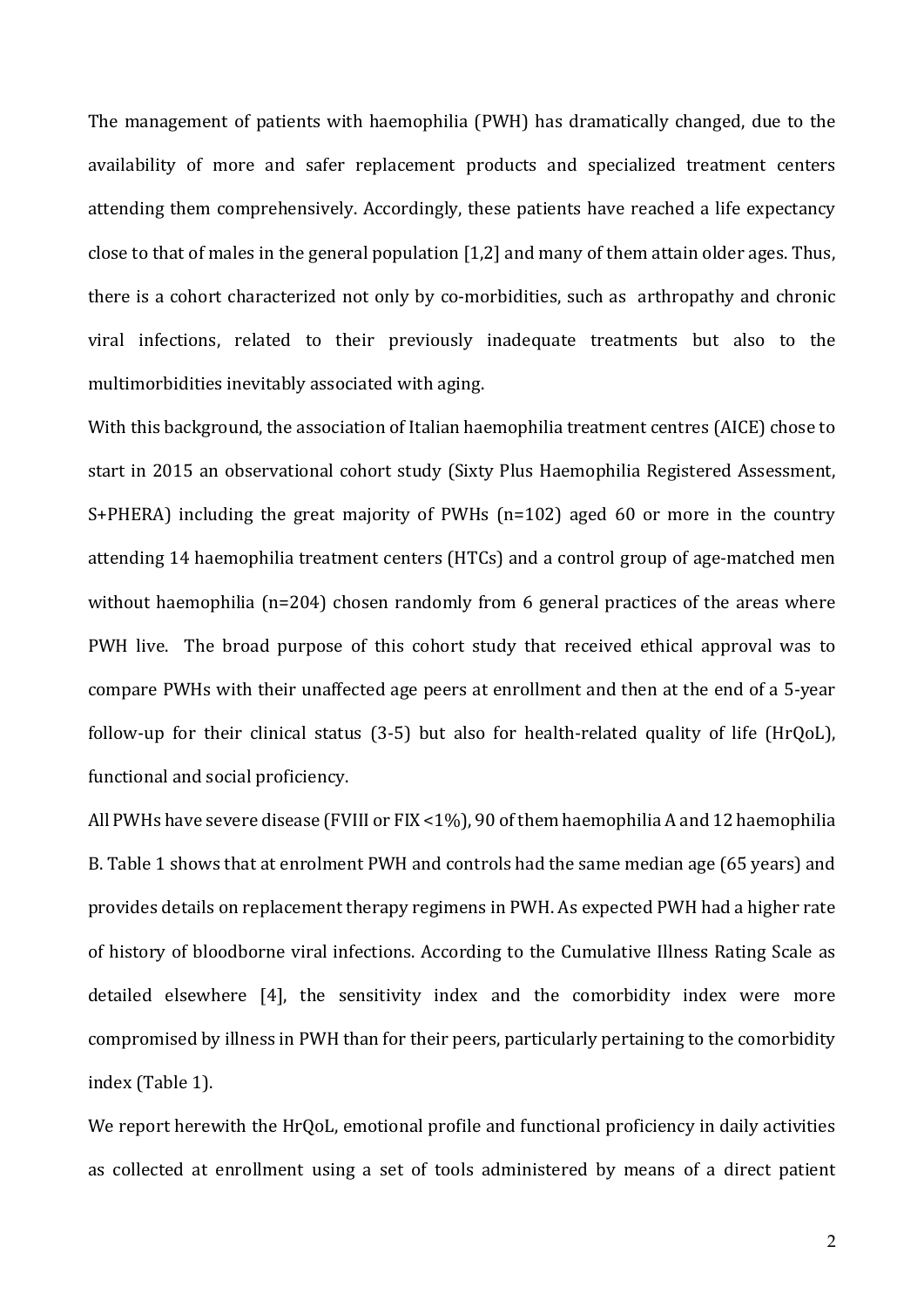The management of patients with haemophilia (PWH) has dramatically changed, due to the availability of more and safer replacement products and specialized treatment centers attending them comprehensively. Accordingly, these patients have reached a life expectancy close to that of males in the general population [1,2] and many of them attain older ages. Thus, there is a cohort characterized not only by co-morbidities, such as arthropathy and chronic viral infections, related to their previously inadequate treatments but also to the multimorbidities inevitably associated with aging.

With this background, the association of Italian haemophilia treatment centres (AICE) chose to start in 2015 an observational cohort study (Sixty Plus Haemophilia Registered Assessment, S+PHERA) including the great majority of PWHs (n=102) aged 60 or more in the country attending 14 haemophilia treatment centers (HTCs) and a control group of age-matched men without haemophilia (n=204) chosen randomly from 6 general practices of the areas where PWH live. The broad purpose of this cohort study that received ethical approval was to compare PWHs with their unaffected age peers at enrollment and then at the end of a 5-year follow-up for their clinical status (3-5) but also for health-related quality of life (HrQoL), functional and social proficiency.

All PWHs have severe disease (FVIII or FIX <1%), 90 of them haemophilia A and 12 haemophilia B. Table 1 shows that at enrolment PWH and controls had the same median age (65 years) and provides details on replacement therapy regimens in PWH. As expected PWH had a higher rate of history of bloodborne viral infections. According to the Cumulative Illness Rating Scale as detailed elsewhere [4], the sensitivity index and the comorbidity index were more compromised by illness in PWH than for their peers, particularly pertaining to the comorbidity index (Table 1).

We report herewith the HrQoL, emotional profile and functional proficiency in daily activities as collected at enrollment using a set of tools administered by means of a direct patient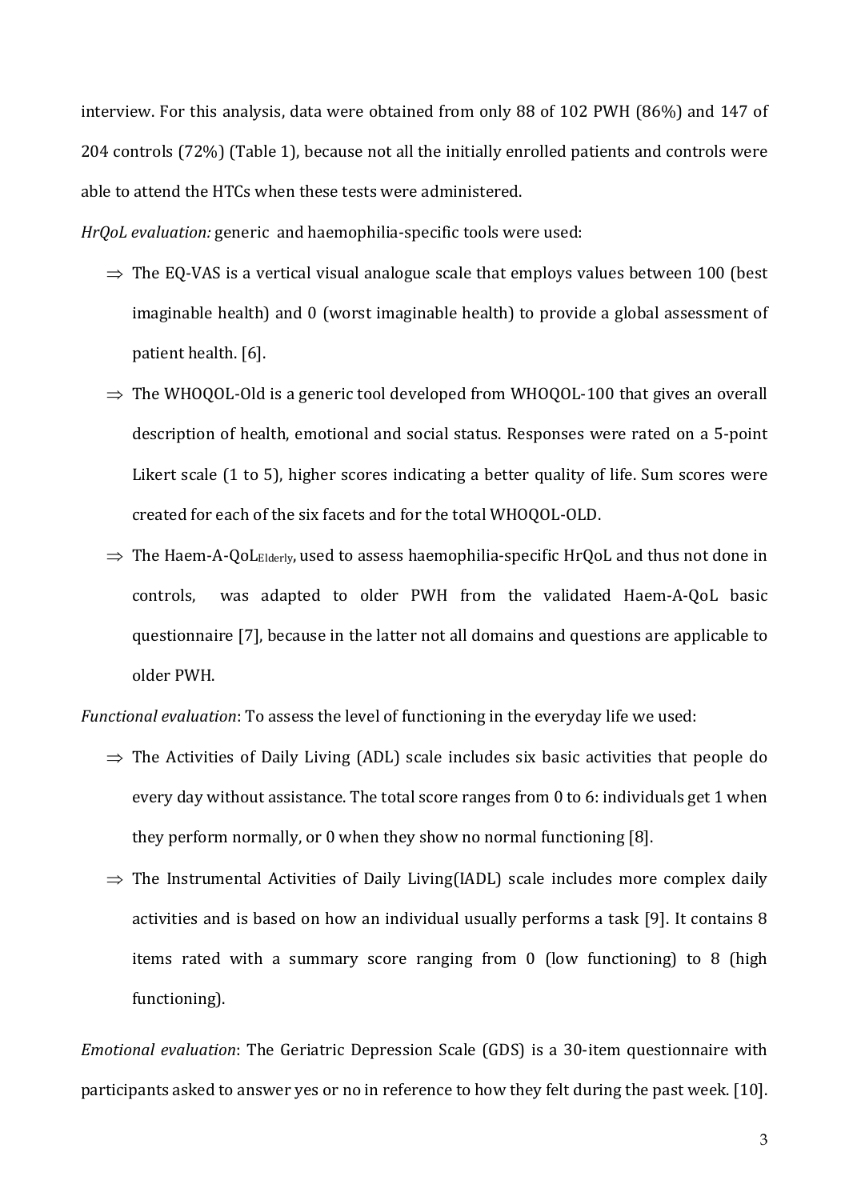interview. For this analysis, data were obtained from only 88 of 102 PWH (86%) and 147 of 204 controls (72%) (Table 1), because not all the initially enrolled patients and controls were able to attend the HTCs when these tests were administered.

*HrQoL evaluation:* generic and haemophilia-specific tools were used:

- ⇒ The EQ-VAS is a vertical visual analogue scale that employs values between 100 (best imaginable health) and 0 (worst imaginable health) to provide a global assessment of patient health. [6].
- ⇒ The WHOQOL-Old is a generic tool developed from WHOQOL-100 that gives an overall description of health, emotional and social status. Responses were rated on a 5-point Likert scale (1 to 5), higher scores indicating a better quality of life. Sum scores were created for each of the six facets and for the total WHOQOL-OLD.
- ⇒ The Haem-A-QoL$_{\text{Elderly}}$, used to assess haemophilia-specific HrQoL and thus not done in controls, was adapted to older PWH from the validated Haem-A-QoL basic questionnaire [7], because in the latter not all domains and questions are applicable to older PWH.

*Functional evaluation*: To assess the level of functioning in the everyday life we used:

- ⇒ The Activities of Daily Living (ADL) scale includes six basic activities that people do every day without assistance. The total score ranges from 0 to 6: individuals get 1 when they perform normally, or 0 when they show no normal functioning [8].
- ⇒ The Instrumental Activities of Daily Living(IADL) scale includes more complex daily activities and is based on how an individual usually performs a task [9]. It contains 8 items rated with a summary score ranging from 0 (low functioning) to 8 (high functioning).

*Emotional evaluation*: The Geriatric Depression Scale (GDS) is a 30-item questionnaire with participants asked to answer yes or no in reference to how they felt during the past week. [10].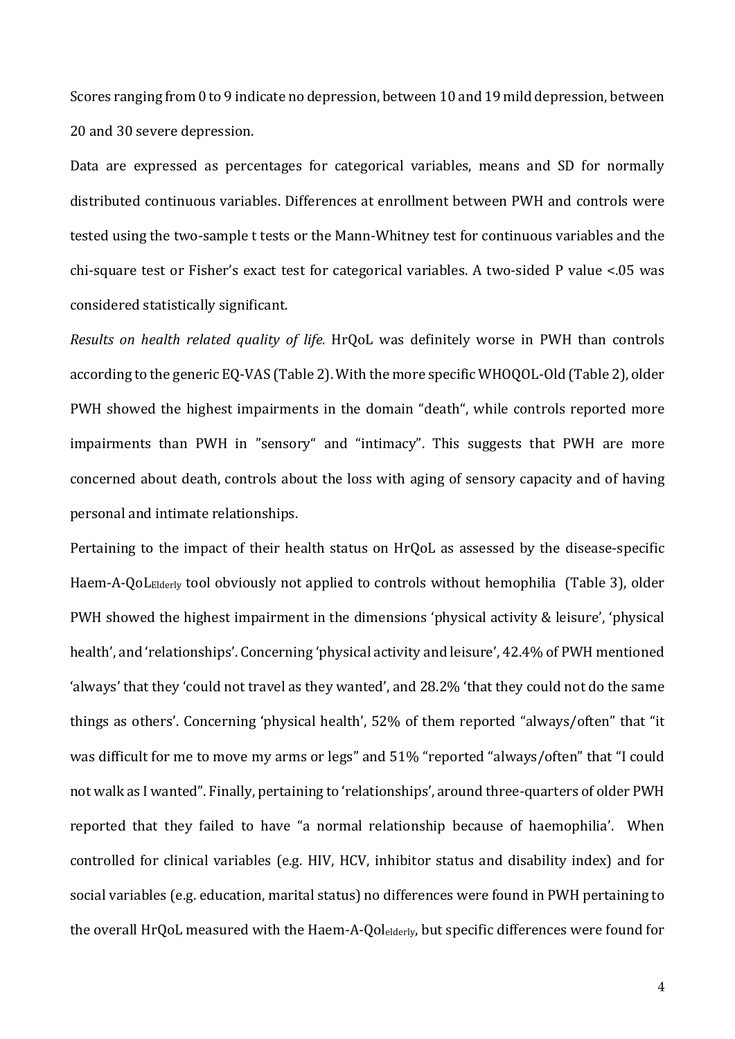Scores ranging from 0 to 9 indicate no depression, between 10 and 19 mild depression, between 20 and 30 severe depression.

Data are expressed as percentages for categorical variables, means and SD for normally distributed continuous variables. Differences at enrollment between PWH and controls were tested using the two-sample t tests or the Mann-Whitney test for continuous variables and the chi-square test or Fisher's exact test for categorical variables. A two-sided P value <.05 was considered statistically significant.

*Results on health related quality of life.* HrQoL was definitely worse in PWH than controls according to the generic EQ-VAS (Table 2). With the more specific WHOQOL-Old (Table 2), older PWH showed the highest impairments in the domain "death", while controls reported more impairments than PWH in "sensory" and "intimacy". This suggests that PWH are more concerned about death, controls about the loss with aging of sensory capacity and of having personal and intimate relationships.

Pertaining to the impact of their health status on HrQoL as assessed by the disease-specific Haem-A-QoL$_{Elderly}$ tool obviously not applied to controls without hemophilia (Table 3), older PWH showed the highest impairment in the dimensions 'physical activity & leisure', 'physical health', and 'relationships'. Concerning 'physical activity and leisure', 42.4% of PWH mentioned 'always' that they 'could not travel as they wanted', and 28.2% 'that they could not do the same things as others'. Concerning 'physical health', 52% of them reported "always/often" that "it was difficult for me to move my arms or legs" and 51% "reported "always/often" that "I could not walk as I wanted". Finally, pertaining to 'relationships', around three-quarters of older PWH reported that they failed to have "a normal relationship because of haemophilia'. When controlled for clinical variables (e.g. HIV, HCV, inhibitor status and disability index) and for social variables (e.g. education, marital status) no differences were found in PWH pertaining to the overall HrQoL measured with the Haem-A-Qol$_{elderly}$, but specific differences were found for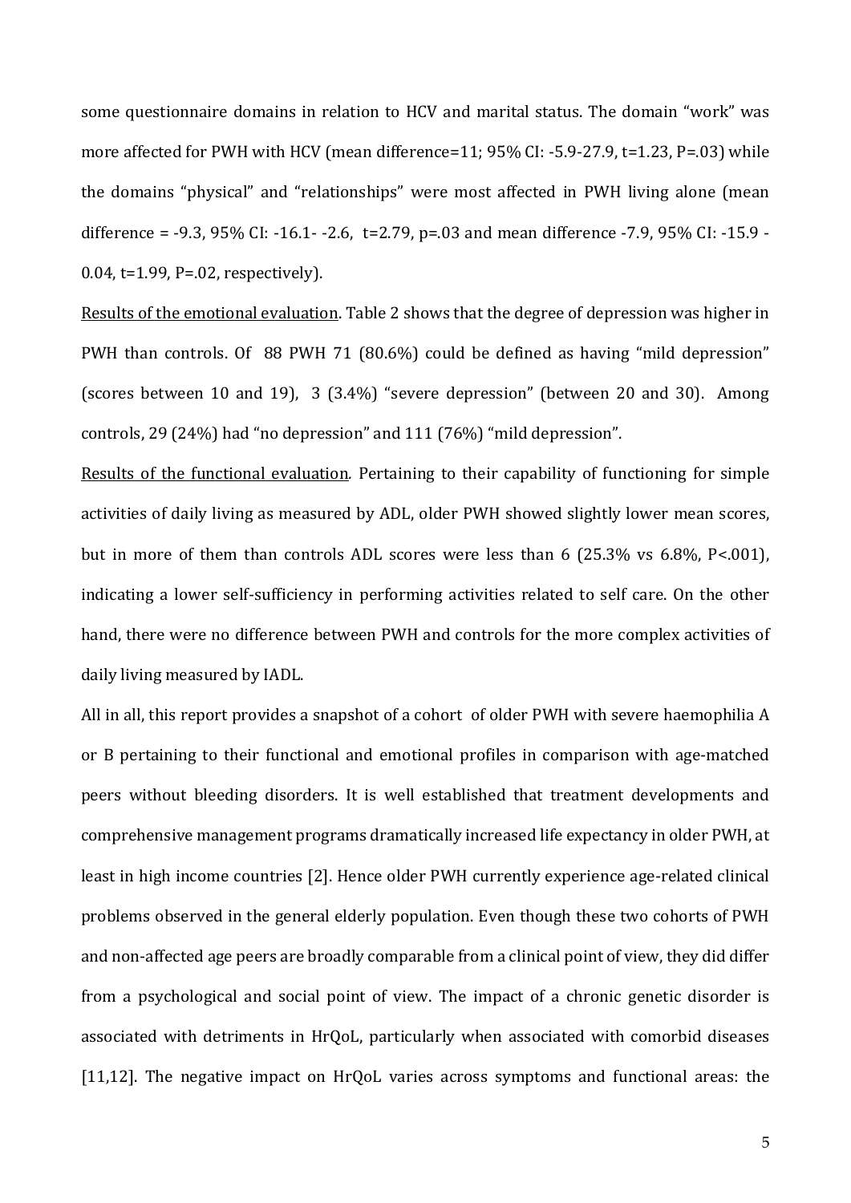some questionnaire domains in relation to HCV and marital status. The domain "work" was more affected for PWH with HCV (mean difference=11; 95% CI: -5.9-27.9, t=1.23, P=.03) while the domains "physical" and "relationships" were most affected in PWH living alone (mean difference = -9.3, 95% CI: -16.1- -2.6, t=2.79, p=.03 and mean difference -7.9, 95% CI: -15.9 - 0.04, t=1.99, P=.02, respectively).

<u>Results of the emotional evaluation</u>. Table 2 shows that the degree of depression was higher in PWH than controls. Of 88 PWH 71 (80.6%) could be defined as having "mild depression" (scores between 10 and 19), 3 (3.4%) "severe depression" (between 20 and 30). Among controls, 29 (24%) had "no depression" and 111 (76%) "mild depression".

<u>Results of the functional evaluation</u>. Pertaining to their capability of functioning for simple activities of daily living as measured by ADL, older PWH showed slightly lower mean scores, but in more of them than controls ADL scores were less than 6 (25.3% vs 6.8%, P<.001), indicating a lower self-sufficiency in performing activities related to self care. On the other hand, there were no difference between PWH and controls for the more complex activities of daily living measured by IADL.

All in all, this report provides a snapshot of a cohort of older PWH with severe haemophilia A or B pertaining to their functional and emotional profiles in comparison with age-matched peers without bleeding disorders. It is well established that treatment developments and comprehensive management programs dramatically increased life expectancy in older PWH, at least in high income countries [2]. Hence older PWH currently experience age-related clinical problems observed in the general elderly population. Even though these two cohorts of PWH and non-affected age peers are broadly comparable from a clinical point of view, they did differ from a psychological and social point of view. The impact of a chronic genetic disorder is associated with detriments in HrQoL, particularly when associated with comorbid diseases [11,12]. The negative impact on HrQoL varies across symptoms and functional areas: the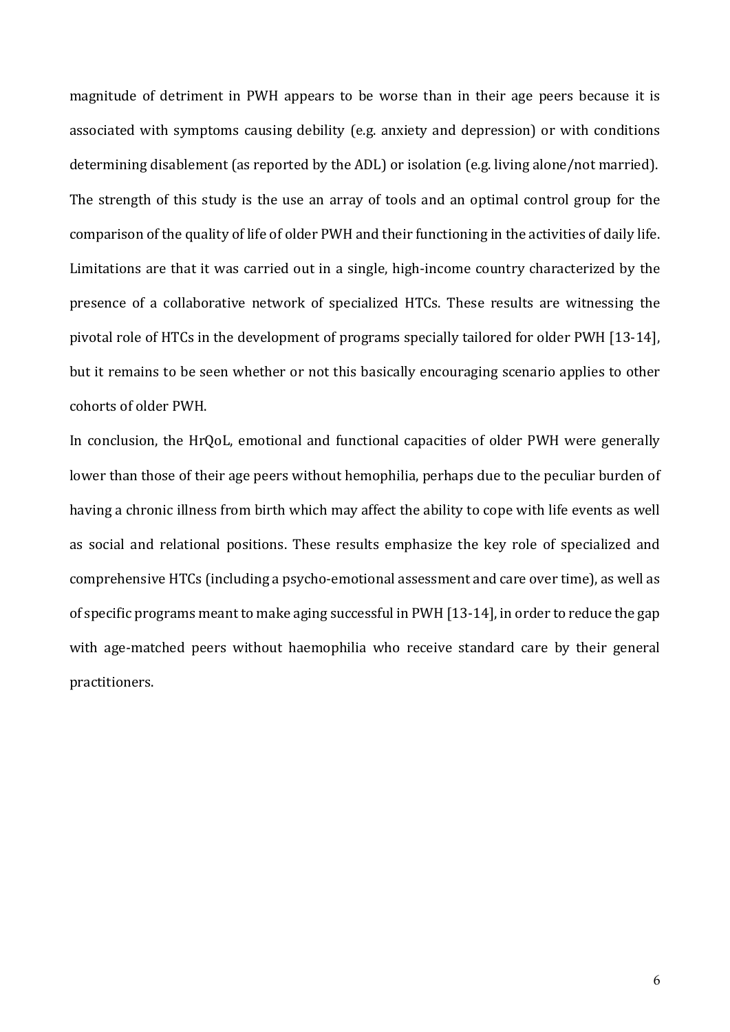magnitude of detriment in PWH appears to be worse than in their age peers because it is associated with symptoms causing debility (e.g. anxiety and depression) or with conditions determining disablement (as reported by the ADL) or isolation (e.g. living alone/not married). The strength of this study is the use an array of tools and an optimal control group for the comparison of the quality of life of older PWH and their functioning in the activities of daily life. Limitations are that it was carried out in a single, high-income country characterized by the presence of a collaborative network of specialized HTCs. These results are witnessing the pivotal role of HTCs in the development of programs specially tailored for older PWH [13-14], but it remains to be seen whether or not this basically encouraging scenario applies to other cohorts of older PWH.

In conclusion, the HrQoL, emotional and functional capacities of older PWH were generally lower than those of their age peers without hemophilia, perhaps due to the peculiar burden of having a chronic illness from birth which may affect the ability to cope with life events as well as social and relational positions. These results emphasize the key role of specialized and comprehensive HTCs (including a psycho-emotional assessment and care over time), as well as of specific programs meant to make aging successful in PWH [13-14], in order to reduce the gap with age-matched peers without haemophilia who receive standard care by their general practitioners.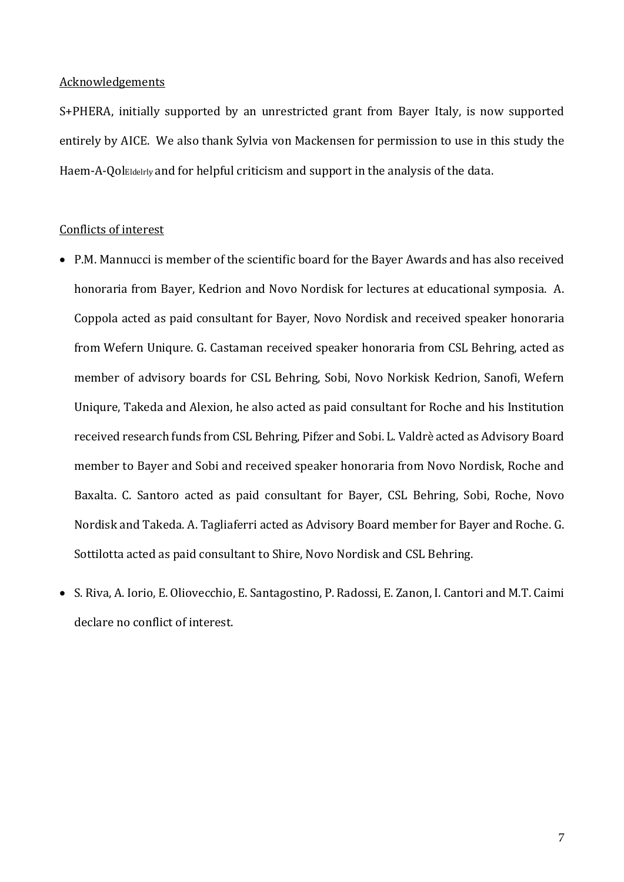## Acknowledgements

S+PHERA, initially supported by an unrestricted grant from Bayer Italy, is now supported entirely by AICE. We also thank Sylvia von Mackensen for permission to use in this study the Haem-A-Qol$_{\text{Eldelrly}}$ and for helpful criticism and support in the analysis of the data.

## Conflicts of interest

- P.M. Mannucci is member of the scientific board for the Bayer Awards and has also received honoraria from Bayer, Kedrion and Novo Nordisk for lectures at educational symposia. A. Coppola acted as paid consultant for Bayer, Novo Nordisk and received speaker honoraria from Wefern Uniqure. G. Castaman received speaker honoraria from CSL Behring, acted as member of advisory boards for CSL Behring, Sobi, Novo Norkisk Kedrion, Sanofi, Wefern Uniqure, Takeda and Alexion, he also acted as paid consultant for Roche and his Institution received research funds from CSL Behring, Pifzer and Sobi. L. Valdrè acted as Advisory Board member to Bayer and Sobi and received speaker honoraria from Novo Nordisk, Roche and Baxalta. C. Santoro acted as paid consultant for Bayer, CSL Behring, Sobi, Roche, Novo Nordisk and Takeda. A. Tagliaferri acted as Advisory Board member for Bayer and Roche. G. Sottilotta acted as paid consultant to Shire, Novo Nordisk and CSL Behring.
- S. Riva, A. Iorio, E. Oliovecchio, E. Santagostino, P. Radossi, E. Zanon, I. Cantori and M.T. Caimi declare no conflict of interest.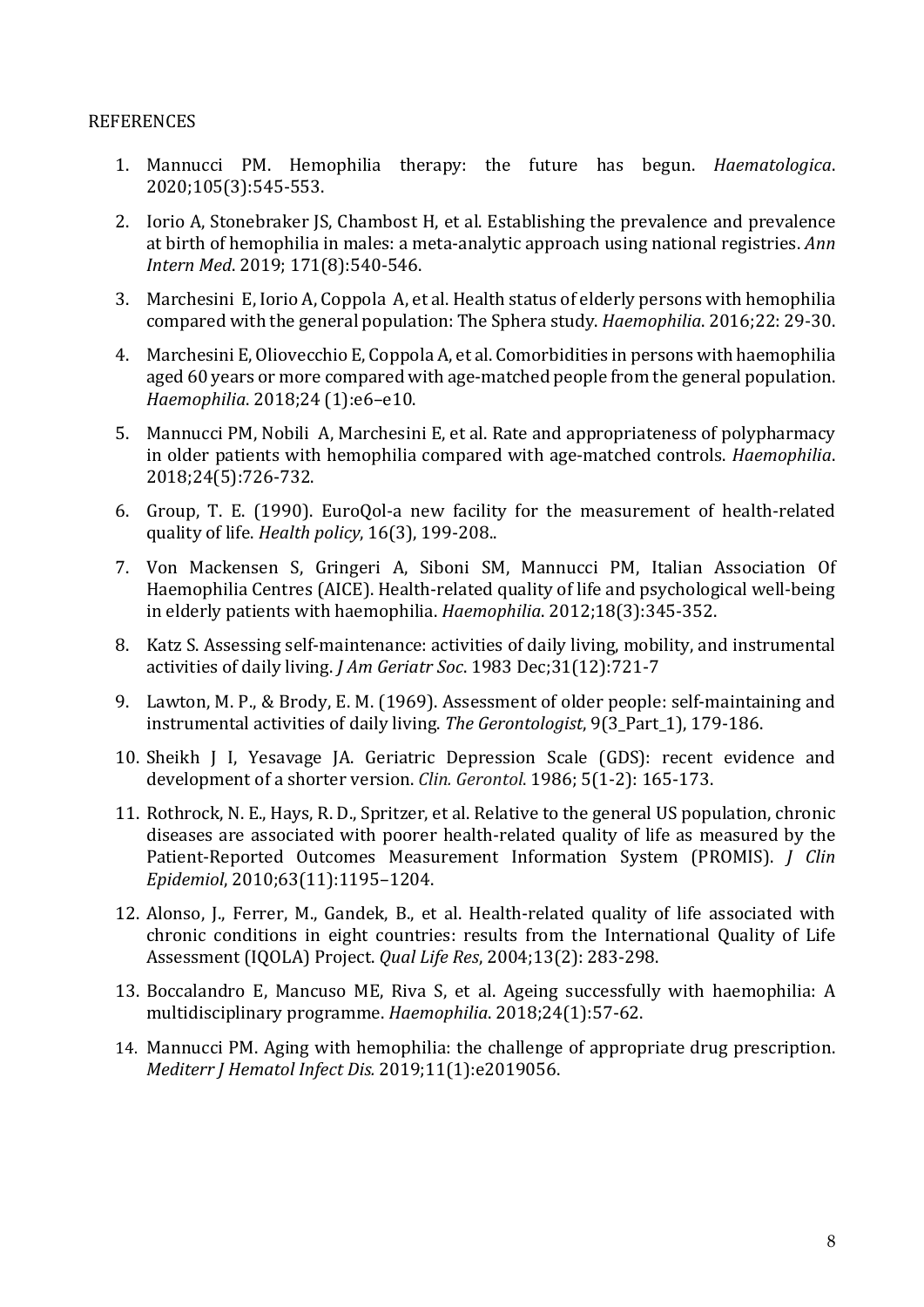REFERENCES

1. Mannucci PM. Hemophilia therapy: the future has begun. *Haematologica*. 2020;105(3):545-553.
2. Iorio A, Stonebraker JS, Chambost H, et al. Establishing the prevalence and prevalence at birth of hemophilia in males: a meta-analytic approach using national registries. *Ann Intern Med*. 2019; 171(8):540-546.
3. Marchesini E, Iorio A, Coppola A, et al. Health status of elderly persons with hemophilia compared with the general population: The Sphera study. *Haemophilia*. 2016;22: 29-30.
4. Marchesini E, Oliovecchio E, Coppola A, et al. Comorbidities in persons with haemophilia aged 60 years or more compared with age-matched people from the general population. *Haemophilia*. 2018;24 (1):e6–e10.
5. Mannucci PM, Nobili A, Marchesini E, et al. Rate and appropriateness of polypharmacy in older patients with hemophilia compared with age-matched controls. *Haemophilia*. 2018;24(5):726-732.
6. Group, T. E. (1990). EuroQol-a new facility for the measurement of health-related quality of life. *Health policy*, 16(3), 199-208..
7. Von Mackensen S, Gringeri A, Siboni SM, Mannucci PM, Italian Association Of Haemophilia Centres (AICE). Health-related quality of life and psychological well-being in elderly patients with haemophilia. *Haemophilia*. 2012;18(3):345-352.
8. Katz S. Assessing self-maintenance: activities of daily living, mobility, and instrumental activities of daily living. *J Am Geriatr Soc*. 1983 Dec;31(12):721-7
9. Lawton, M. P., & Brody, E. M. (1969). Assessment of older people: self-maintaining and instrumental activities of daily living. *The Gerontologist*, 9(3_Part_1), 179-186.
10. Sheikh J I, Yesavage JA. Geriatric Depression Scale (GDS): recent evidence and development of a shorter version. *Clin. Gerontol.* 1986; 5(1-2): 165-173.
11. Rothrock, N. E., Hays, R. D., Spritzer, et al. Relative to the general US population, chronic diseases are associated with poorer health-related quality of life as measured by the Patient-Reported Outcomes Measurement Information System (PROMIS). *J Clin Epidemiol*, 2010;63(11):1195–1204.
12. Alonso, J., Ferrer, M., Gandek, B., et al. Health-related quality of life associated with chronic conditions in eight countries: results from the International Quality of Life Assessment (IQOLA) Project. *Qual Life Res*, 2004;13(2): 283-298.
13. Boccalandro E, Mancuso ME, Riva S, et al. Ageing successfully with haemophilia: A multidisciplinary programme. *Haemophilia*. 2018;24(1):57-62.
14. Mannucci PM. Aging with hemophilia: the challenge of appropriate drug prescription. *Mediterr J Hematol Infect Dis.* 2019;11(1):e2019056.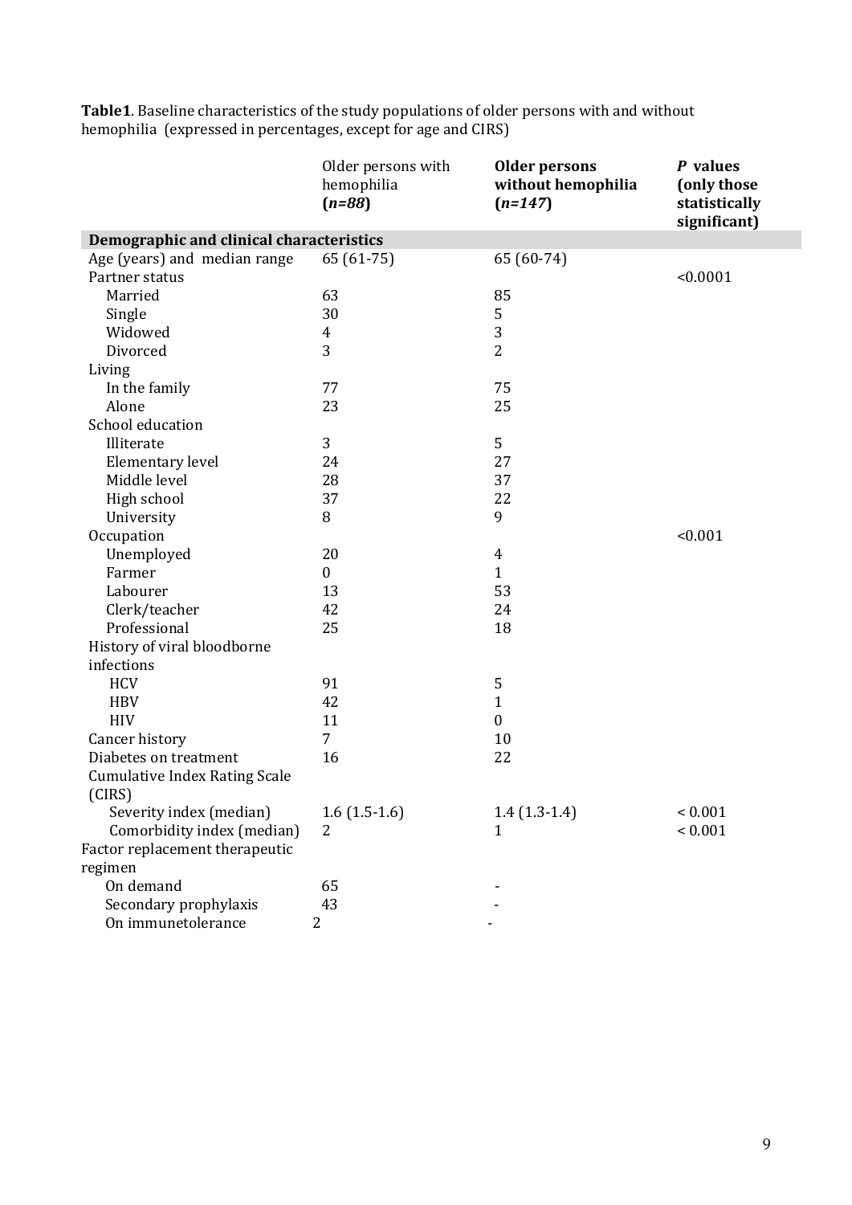**Table1**. Baseline characteristics of the study populations of older persons with and without hemophilia (expressed in percentages, except for age and CIRS)

| | Older persons with hemophilia (*n=88*) | **Older persons without hemophilia (*n=147*)** | ***P* values (only those statistically significant)** |
|---|---|---|---|
| **Demographic and clinical characteristics** | | | |
| Age (years) and median range | 65 (61-75) | 65 (60-74) | |
| Partner status | | | <0.0001 |
| Married | 63 | 85 | |
| Single | 30 | 5 | |
| Widowed | 4 | 3 | |
| Divorced | 3 | 2 | |
| Living | | | |
| In the family | 77 | 75 | |
| Alone | 23 | 25 | |
| School education | | | |
| Illiterate | 3 | 5 | |
| Elementary level | 24 | 27 | |
| Middle level | 28 | 37 | |
| High school | 37 | 22 | |
| University | 8 | 9 | |
| Occupation | | | <0.001 |
| Unemployed | 20 | 4 | |
| Farmer | 0 | 1 | |
| Labourer | 13 | 53 | |
| Clerk/teacher | 42 | 24 | |
| Professional | 25 | 18 | |
| History of viral bloodborne infections | | | |
| HCV | 91 | 5 | |
| HBV | 42 | 1 | |
| HIV | 11 | 0 | |
| Cancer history | 7 | 10 | |
| Diabetes on treatment | 16 | 22 | |
| Cumulative Index Rating Scale (CIRS) | | | |
| Severity index (median) | 1.6 (1.5-1.6) | 1.4 (1.3-1.4) | < 0.001 |
| Comorbidity index (median) | 2 | 1 | < 0.001 |
| Factor replacement therapeutic regimen | | | |
| On demand | 65 | - | |
| Secondary prophylaxis | 43 | - | |
| On immunetolerance | 2 | - | |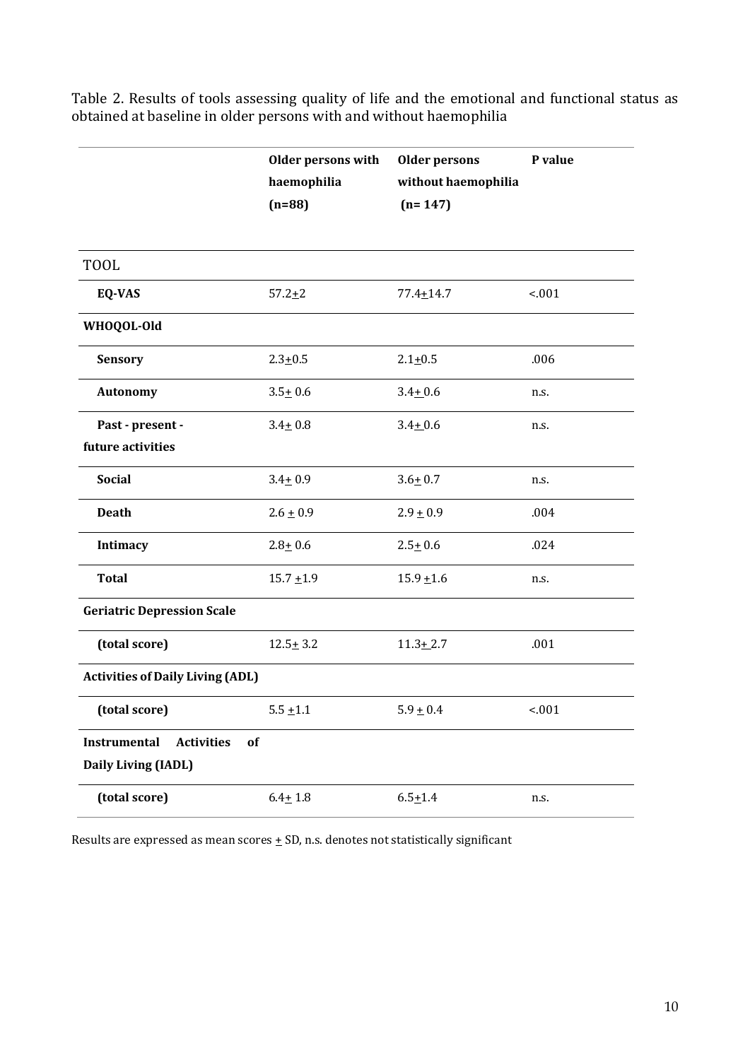Table 2. Results of tools assessing quality of life and the emotional and functional status as obtained at baseline in older persons with and without haemophilia

| | **Older persons with haemophilia (n=88)** | **Older persons without haemophilia (n= 147)** | **P value** |
|---|---|---|---|
| TOOL | | | |
| **EQ-VAS** | 57.2±2 | 77.4±14.7 | <.001 |
| **WHOQOL-Old** | | | |
| **Sensory** | 2.3±0.5 | 2.1±0.5 | .006 |
| **Autonomy** | 3.5± 0.6 | 3.4± 0.6 | n.s. |
| **Past - present - future activities** | 3.4± 0.8 | 3.4± 0.6 | n.s. |
| **Social** | 3.4± 0.9 | 3.6± 0.7 | n.s. |
| **Death** | 2.6 ± 0.9 | 2.9 ± 0.9 | .004 |
| **Intimacy** | 2.8± 0.6 | 2.5± 0.6 | .024 |
| **Total** | 15.7 ±1.9 | 15.9 ±1.6 | n.s. |
| **Geriatric Depression Scale** | | | |
| **(total score)** | 12.5± 3.2 | 11.3± 2.7 | .001 |
| **Activities of Daily Living (ADL)** | | | |
| **(total score)** | 5.5 ±1.1 | 5.9 ± 0.4 | <.001 |
| **Instrumental Activities of Daily Living (IADL)** | | | |
| **(total score)** | 6.4± 1.8 | 6.5±1.4 | n.s. |

Results are expressed as mean scores ± SD, n.s. denotes not statistically significant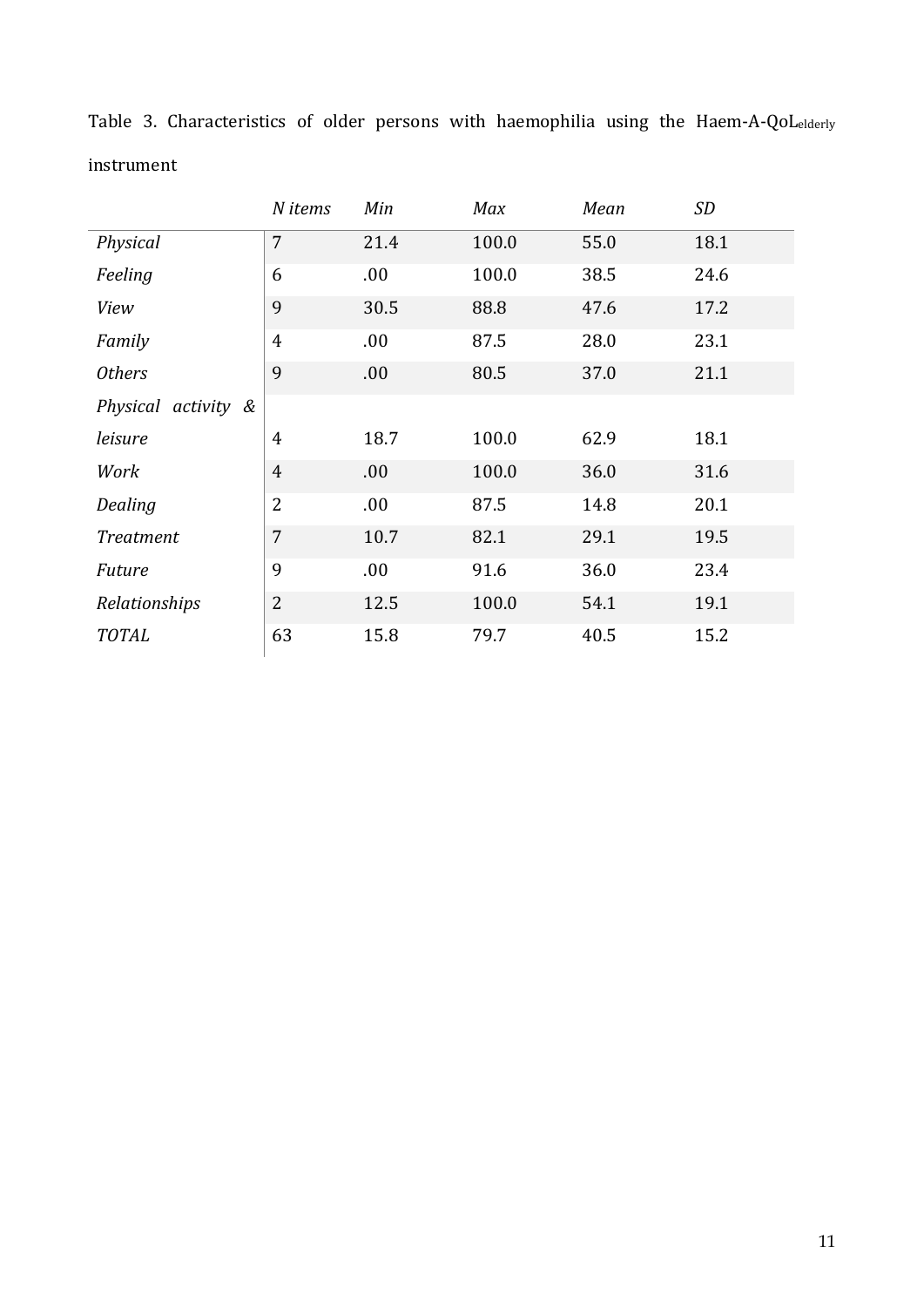Table 3. Characteristics of older persons with haemophilia using the Haem-A-QoL$_{elderly}$ instrument

| | *N items* | *Min* | *Max* | *Mean* | *SD* |
|---|---|---|---|---|---|
| *Physical* | 7 | 21.4 | 100.0 | 55.0 | 18.1 |
| *Feeling* | 6 | .00 | 100.0 | 38.5 | 24.6 |
| *View* | 9 | 30.5 | 88.8 | 47.6 | 17.2 |
| *Family* | 4 | .00 | 87.5 | 28.0 | 23.1 |
| *Others* | 9 | .00 | 80.5 | 37.0 | 21.1 |
| *Physical activity & leisure* | 4 | 18.7 | 100.0 | 62.9 | 18.1 |
| *Work* | 4 | .00 | 100.0 | 36.0 | 31.6 |
| *Dealing* | 2 | .00 | 87.5 | 14.8 | 20.1 |
| *Treatment* | 7 | 10.7 | 82.1 | 29.1 | 19.5 |
| *Future* | 9 | .00 | 91.6 | 36.0 | 23.4 |
| *Relationships* | 2 | 12.5 | 100.0 | 54.1 | 19.1 |
| *TOTAL* | 63 | 15.8 | 79.7 | 40.5 | 15.2 |